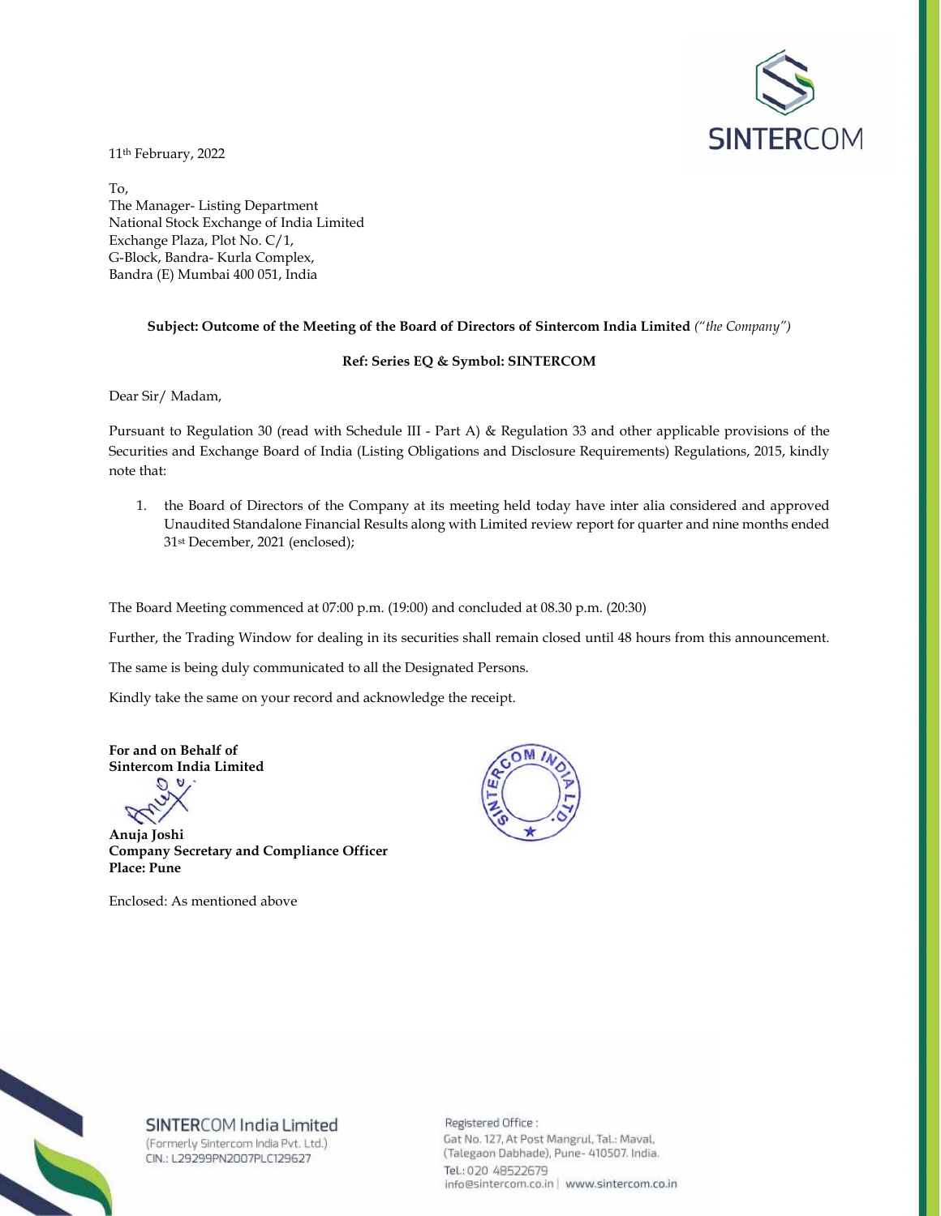11th February, 2022

To,
The Manager- Listing Department
National Stock Exchange of India Limited
Exchange Plaza, Plot No. C/1,
G-Block, Bandra- Kurla Complex,
Bandra (E) Mumbai 400 051, India

**Subject: Outcome of the Meeting of the Board of Directors of Sintercom India Limited** *("the Company")*

**Ref: Series EQ & Symbol: SINTERCOM**

Dear Sir/ Madam,

Pursuant to Regulation 30 (read with Schedule III - Part A) & Regulation 33 and other applicable provisions of the Securities and Exchange Board of India (Listing Obligations and Disclosure Requirements) Regulations, 2015, kindly note that:

1. the Board of Directors of the Company at its meeting held today have inter alia considered and approved Unaudited Standalone Financial Results along with Limited review report for quarter and nine months ended 31st December, 2021 (enclosed);

The Board Meeting commenced at 07:00 p.m. (19:00) and concluded at 08.30 p.m. (20:30)

Further, the Trading Window for dealing in its securities shall remain closed until 48 hours from this announcement.

The same is being duly communicated to all the Designated Persons.

Kindly take the same on your record and acknowledge the receipt.

**For and on Behalf of**
**Sintercom India Limited**

**Anuja Joshi**
**Company Secretary and Compliance Officer**
**Place: Pune**

Enclosed: As mentioned above

SINTERCOM India Limited
(Formerly Sintercom India Pvt. Ltd.)
CIN.: L29299PN2007PLC129627

Registered Office :
Gat No. 127, At Post Mangrul, Tal.: Maval,
(Talegaon Dabhade), Pune- 410507. India.
Tel.: 020 48522679
info@sintercom.co.in | www.sintercom.co.in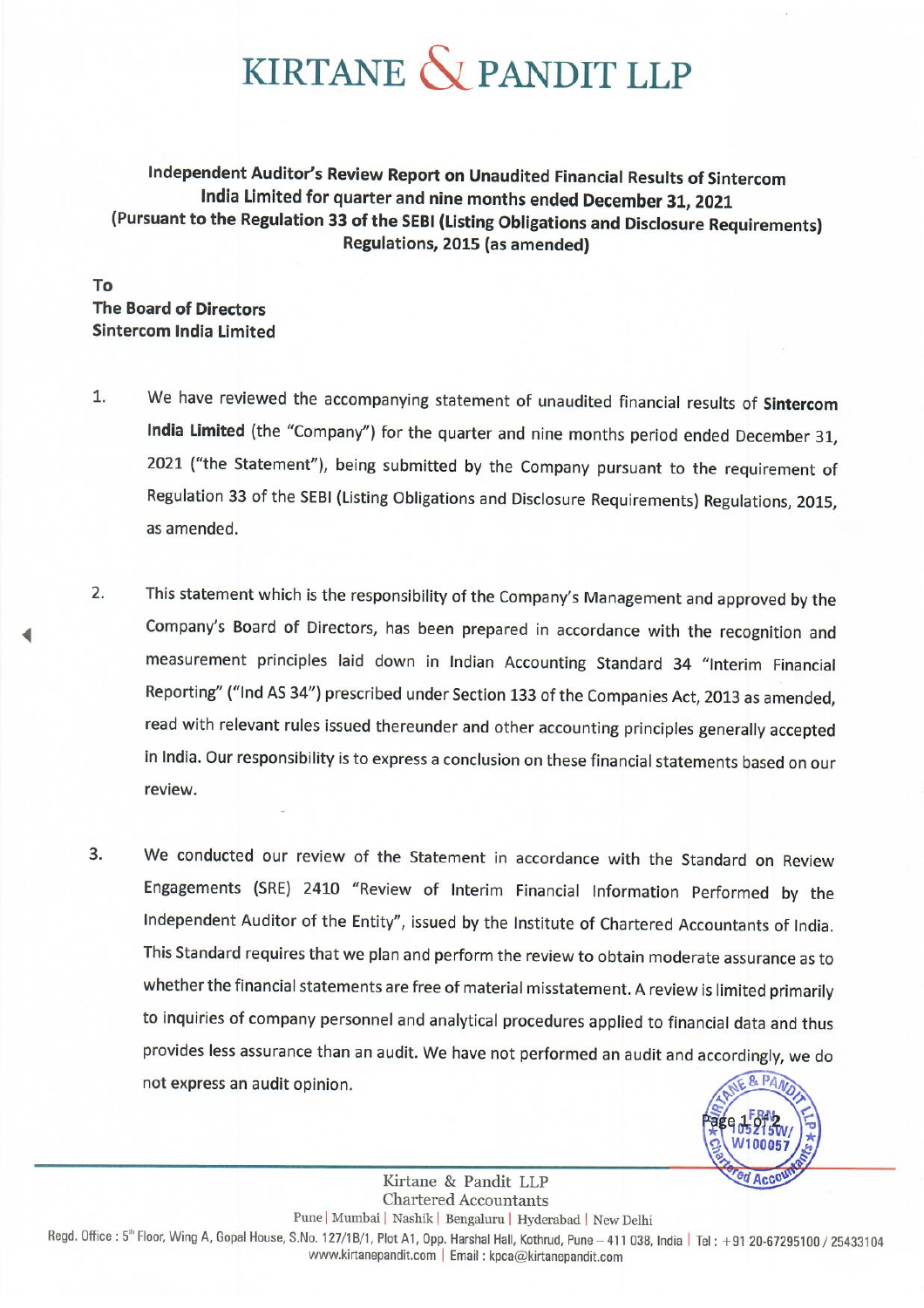# KIRTANE & PANDIT LLP

**Independent Auditor's Review Report on Unaudited Financial Results of Sintercom India Limited for quarter and nine months ended December 31, 2021 (Pursuant to the Regulation 33 of the SEBI (Listing Obligations and Disclosure Requirements) Regulations, 2015 (as amended)**

**To**
**The Board of Directors**
**Sintercom India Limited**

1. We have reviewed the accompanying statement of unaudited financial results of **Sintercom India Limited** (the "Company") for the quarter and nine months period ended December 31, 2021 ("the Statement"), being submitted by the Company pursuant to the requirement of Regulation 33 of the SEBI (Listing Obligations and Disclosure Requirements) Regulations, 2015, as amended.

2. This statement which is the responsibility of the Company's Management and approved by the Company's Board of Directors, has been prepared in accordance with the recognition and measurement principles laid down in Indian Accounting Standard 34 "Interim Financial Reporting" ("Ind AS 34") prescribed under Section 133 of the Companies Act, 2013 as amended, read with relevant rules issued thereunder and other accounting principles generally accepted in India. Our responsibility is to express a conclusion on these financial statements based on our review.

3. We conducted our review of the Statement in accordance with the Standard on Review Engagements (SRE) 2410 "Review of Interim Financial Information Performed by the Independent Auditor of the Entity", issued by the Institute of Chartered Accountants of India. This Standard requires that we plan and perform the review to obtain moderate assurance as to whether the financial statements are free of material misstatement. A review is limited primarily to inquiries of company personnel and analytical procedures applied to financial data and thus provides less assurance than an audit. We have not performed an audit and accordingly, we do not express an audit opinion.

Kirtane & Pandit LLP
Chartered Accountants
Pune | Mumbai | Nashik | Bengaluru | Hyderabad | New Delhi
Regd. Office : 5th Floor, Wing A, Gopal House, S.No. 127/1B/1, Plot A1, Opp. Harshal Hall, Kothrud, Pune – 411 038, India | Tel : +91 20-67295100 / 25433104
www.kirtanepandit.com | Email : kpca@kirtanepandit.com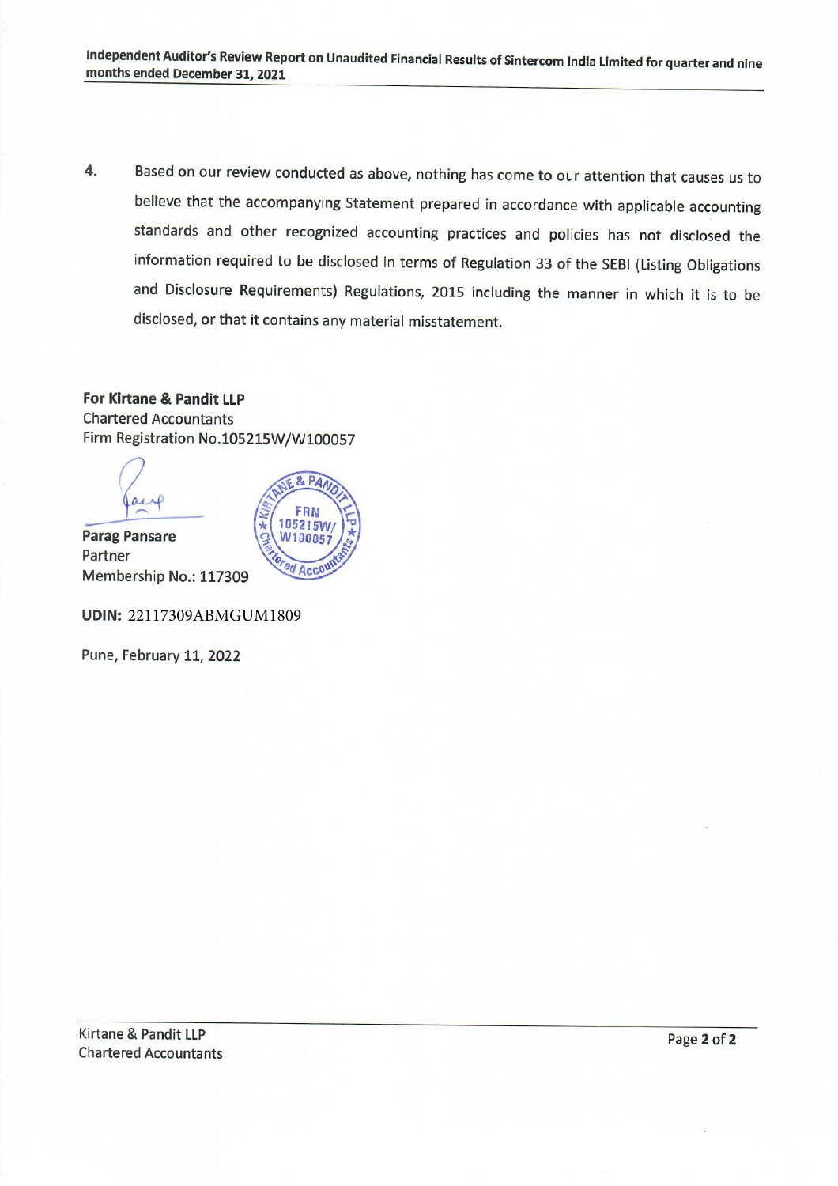4. Based on our review conducted as above, nothing has come to our attention that causes us to believe that the accompanying Statement prepared in accordance with applicable accounting standards and other recognized accounting practices and policies has not disclosed the information required to be disclosed in terms of Regulation 33 of the SEBI (Listing Obligations and Disclosure Requirements) Regulations, 2015 including the manner in which it is to be disclosed, or that it contains any material misstatement.

**For Kirtane & Pandit LLP**
Chartered Accountants
Firm Registration No.105215W/W100057

**Parag Pansare**
Partner
Membership No.: **117309**

**UDIN:** 22117309ABMGUM1809

Pune, February 11, 2022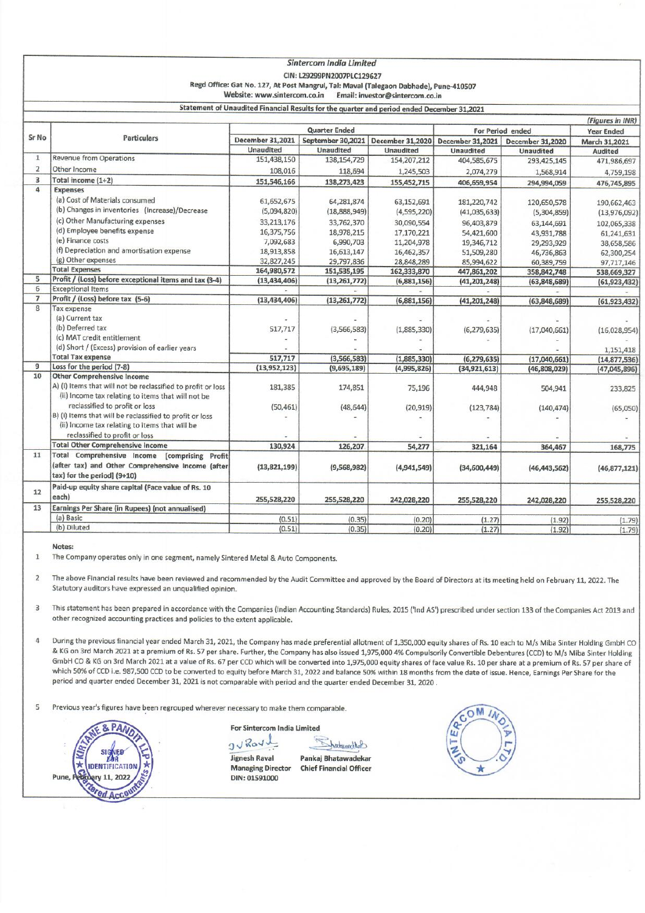# Sintercom India Limited

CIN: L29299PN2007PLC129627

Regd Office: Gat No. 127, At Post Mangrul, Tal: Maval (Talegaon Dabhade), Pune-410507

Website: www.sintercom.co.in Email: investor@sintercom.co.in

## Statement of Unaudited Financial Results for the quarter and period ended December 31,2021

*(Figures in INR)*

| Sr No | Particulars | Quarter Ended | | | For Period ended | | Year Ended |
|---|---|---|---|---|---|---|---|
| | | December 31,2021 | September 30,2021 | December 31,2020 | December 31,2021 | December 31,2020 | March 31,2021 |
| | | Unaudited | Unaudited | Unaudited | Unaudited | Unaudited | Audited |
| 1 | Revenue from Operations | 151,438,150 | 138,154,729 | 154,207,212 | 404,585,675 | 293,425,145 | 471,986,697 |
| 2 | Other Income | 108,016 | 118,694 | 1,245,503 | 2,074,279 | 1,568,914 | 4,759,198 |
| 3 | Total income (1+2) | 151,546,166 | 138,273,423 | 155,452,715 | 406,659,954 | 294,994,059 | 476,745,895 |
| 4 | Expenses | | | | | | |
| | (a) Cost of Materials consumed | 61,652,675 | 64,281,874 | 63,152,691 | 181,220,742 | 120,650,578 | 190,662,463 |
| | (b) Changes in inventories (Increase)/Decrease | (5,094,820) | (18,888,949) | (4,595,220) | (41,035,633) | (5,304,859) | (13,976,092) |
| | (c) Other Manufacturing expenses | 33,213,176 | 33,762,370 | 30,090,554 | 96,403,879 | 63,144,691 | 102,065,338 |
| | (d) Employee benefits expense | 16,375,756 | 18,978,215 | 17,170,221 | 54,421,600 | 43,931,788 | 61,241,631 |
| | (e) Finance costs | 7,092,683 | 6,990,703 | 11,204,978 | 19,346,712 | 29,293,929 | 38,658,586 |
| | (f) Depreciation and amortisation expense | 18,913,858 | 16,613,147 | 16,462,357 | 51,509,280 | 46,736,863 | 62,300,254 |
| | (g) Other expenses | 32,827,245 | 29,797,836 | 28,848,289 | 85,994,622 | 60,389,759 | 97,717,146 |
| | Total Expenses | 164,980,572 | 151,535,195 | 162,333,870 | 447,861,202 | 358,842,748 | 538,669,327 |
| 5 | Profit / (Loss) before exceptional items and tax (3-4) | (13,434,406) | (13,261,772) | (6,881,156) | (41,201,248) | (63,848,689) | (61,923,432) |
| 6 | Exceptional Items | - | - | - | - | - | - |
| 7 | Profit / (Loss) before tax (5-6) | (13,434,406) | (13,261,772) | (6,881,156) | (41,201,248) | (63,848,689) | (61,923,432) |
| 8 | Tax expense | | | | | | |
| | (a) Current tax | - | - | - | - | - | - |
| | (b) Deferred tax | 517,717 | (3,566,583) | (1,885,330) | (6,279,635) | (17,040,661) | (16,028,954) |
| | (c) MAT credit entitlement | - | - | - | - | - | - |
| | (d) Short / (Excess) provision of earlier years | - | - | - | - | - | 1,151,418 |
| | Total Tax expense | 517,717 | (3,566,583) | (1,885,330) | (6,279,635) | (17,040,661) | (14,877,536) |
| 9 | Loss for the period (7-8) | (13,952,123) | (9,695,189) | (4,995,826) | (34,921,613) | (46,808,029) | (47,045,896) |
| 10 | Other Comprehensive Income | | | | | | |
| | A) (i) Items that will not be reclassified to profit or loss | 181,385 | 174,851 | 75,196 | 444,948 | 504,941 | 233,825 |
| | (ii) Income tax relating to items that will not be reclassified to profit or loss | (50,461) | (48,644) | (20,919) | (123,784) | (140,474) | (65,050) |
| | B) (i) Items that will be reclassified to profit or loss | - | - | - | - | - | - |
| | (ii) Income tax relating to items that will be reclassified to profit or loss | - | - | - | - | - | - |
| | Total Other Comprehensive Income | 130,924 | 126,207 | 54,277 | 321,164 | 364,467 | 168,775 |
| 11 | Total Comprehensive Income [comprising Profit (after tax) and Other Comprehensive Income (after tax) for the period] (9+10) | (13,821,199) | (9,568,982) | (4,941,549) | (34,600,449) | (46,443,562) | (46,877,121) |
| 12 | Paid-up equity share capital (Face value of Rs. 10 each) | 255,528,220 | 255,528,220 | 242,028,220 | 255,528,220 | 242,028,220 | 255,528,220 |
| 13 | Earnings Per Share (in Rupees) (not annualised) | | | | | | |
| | (a) Basic | (0.51) | (0.35) | (0.20) | (1.27) | (1.92) | (1.79) |
| | (b) Diluted | (0.51) | (0.35) | (0.20) | (1.27) | (1.92) | (1.79) |

**Notes:**

1. The Company operates only in one segment, namely Sintered Metal & Auto Components.

2. The above Financial results have been reviewed and recommended by the Audit Committee and approved by the Board of Directors at its meeting held on February 11, 2022. The Statutory auditors have expressed an unqualified opinion.

3. This statement has been prepared in accordance with the Companies (Indian Accounting Standards) Rules, 2015 ('Ind AS') prescribed under section 133 of the Companies Act 2013 and other recognized accounting practices and policies to the extent applicable.

4. During the previous financial year ended March 31, 2021, the Company has made preferential allotment of 1,350,000 equity shares of Rs. 10 each to M/s Miba Sinter Holding GmbH CO & KG on 3rd March 2021 at a premium of Rs. 57 per share. Further, the Company has also issued 1,975,000 4% Compulsorily Convertible Debentures (CCD) to M/s Miba Sinter Holding GmbH CO & KG on 3rd March 2021 at a value of Rs. 67 per CCD which will be converted into 1,975,000 equity shares of face value Rs. 10 per share at a premium of Rs. 57 per share of which 50% of CCD i.e. 987,500 CCD to be converted to equity before March 31, 2022 and balance 50% within 18 months from the date of issue. Hence, Earnings Per Share for the period and quarter ended December 31, 2021 is not comparable with period and the quarter ended December 31, 2020.

5. Previous year's figures have been regrouped wherever necessary to make them comparable.

Pune, February 11, 2022

For Sintercom India Limited

Jignesh Raval
Managing Director
DIN: 01591000

Pankaj Bhatawadekar
Chief Financial Officer